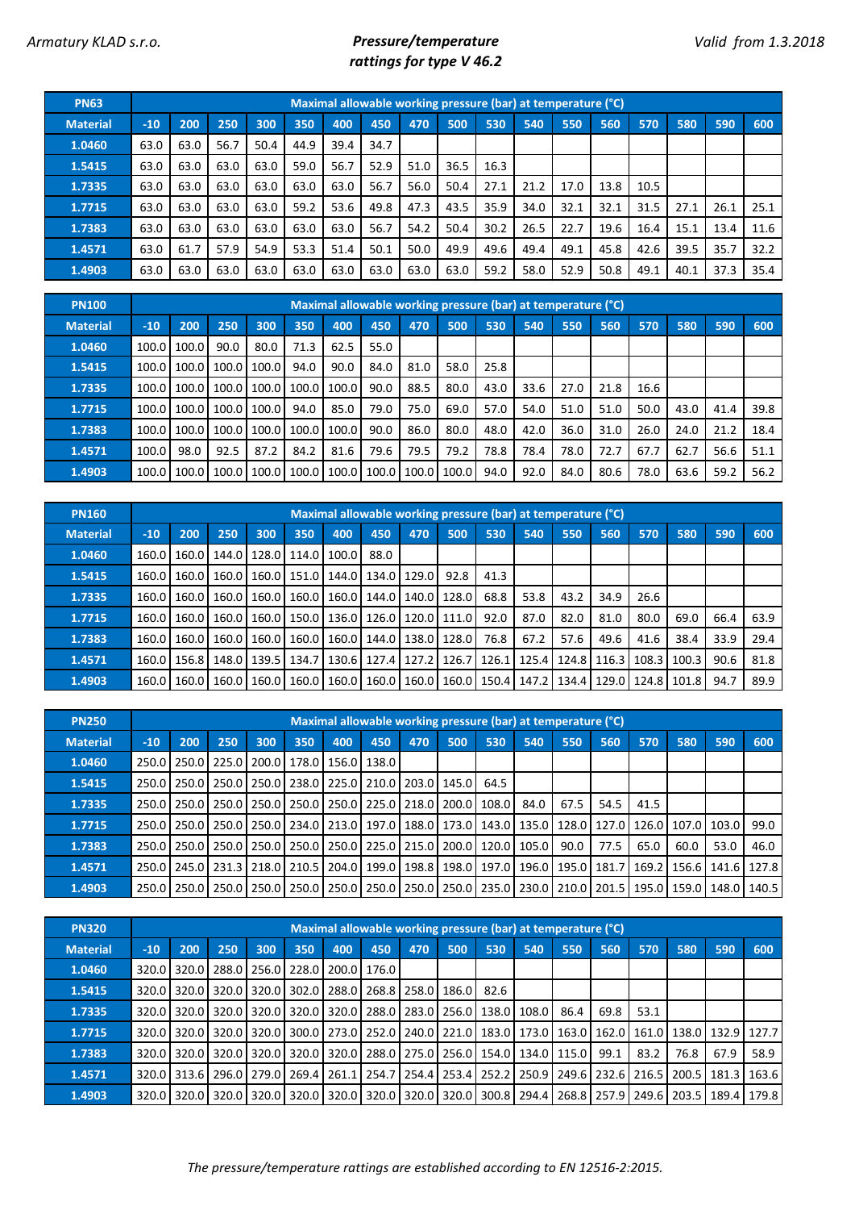Armatury KLAD s.r.o.

## *Pressure/temperature rattings for type V 46.2*

*Valid from 1.3.2018*

| PN63 | Maximal allowable working pressure (bar) at temperature (°C) | | | | | | | | | | | | | | | | |
|---|---|---|---|---|---|---|---|---|---|---|---|---|---|---|---|---|---|
| **Material** | -10 | 200 | 250 | 300 | 350 | 400 | 450 | 470 | 500 | 530 | 540 | 550 | 560 | 570 | 580 | 590 | 600 |
| **1.0460** | 63.0 | 63.0 | 56.7 | 50.4 | 44.9 | 39.4 | 34.7 | | | | | | | | | | |
| **1.5415** | 63.0 | 63.0 | 63.0 | 63.0 | 59.0 | 56.7 | 52.9 | 51.0 | 36.5 | 16.3 | | | | | | | |
| **1.7335** | 63.0 | 63.0 | 63.0 | 63.0 | 63.0 | 63.0 | 56.7 | 56.0 | 50.4 | 27.1 | 21.2 | 17.0 | 13.8 | 10.5 | | | |
| **1.7715** | 63.0 | 63.0 | 63.0 | 63.0 | 59.2 | 53.6 | 49.8 | 47.3 | 43.5 | 35.9 | 34.0 | 32.1 | 32.1 | 31.5 | 27.1 | 26.1 | 25.1 |
| **1.7383** | 63.0 | 63.0 | 63.0 | 63.0 | 63.0 | 63.0 | 56.7 | 54.2 | 50.4 | 30.2 | 26.5 | 22.7 | 19.6 | 16.4 | 15.1 | 13.4 | 11.6 |
| **1.4571** | 63.0 | 61.7 | 57.9 | 54.9 | 53.3 | 51.4 | 50.1 | 50.0 | 49.9 | 49.6 | 49.4 | 49.1 | 45.8 | 42.6 | 39.5 | 35.7 | 32.2 |
| **1.4903** | 63.0 | 63.0 | 63.0 | 63.0 | 63.0 | 63.0 | 63.0 | 63.0 | 63.0 | 59.2 | 58.0 | 52.9 | 50.8 | 49.1 | 40.1 | 37.3 | 35.4 |

| PN100 | Maximal allowable working pressure (bar) at temperature (°C) | | | | | | | | | | | | | | | | |
|---|---|---|---|---|---|---|---|---|---|---|---|---|---|---|---|---|---|
| **Material** | -10 | 200 | 250 | 300 | 350 | 400 | 450 | 470 | 500 | 530 | 540 | 550 | 560 | 570 | 580 | 590 | 600 |
| **1.0460** | 100.0 | 100.0 | 90.0 | 80.0 | 71.3 | 62.5 | 55.0 | | | | | | | | | | |
| **1.5415** | 100.0 | 100.0 | 100.0 | 100.0 | 94.0 | 90.0 | 84.0 | 81.0 | 58.0 | 25.8 | | | | | | | |
| **1.7335** | 100.0 | 100.0 | 100.0 | 100.0 | 100.0 | 100.0 | 90.0 | 88.5 | 80.0 | 43.0 | 33.6 | 27.0 | 21.8 | 16.6 | | | |
| **1.7715** | 100.0 | 100.0 | 100.0 | 100.0 | 94.0 | 85.0 | 79.0 | 75.0 | 69.0 | 57.0 | 54.0 | 51.0 | 51.0 | 50.0 | 43.0 | 41.4 | 39.8 |
| **1.7383** | 100.0 | 100.0 | 100.0 | 100.0 | 100.0 | 100.0 | 90.0 | 86.0 | 80.0 | 48.0 | 42.0 | 36.0 | 31.0 | 26.0 | 24.0 | 21.2 | 18.4 |
| **1.4571** | 100.0 | 98.0 | 92.5 | 87.2 | 84.2 | 81.6 | 79.6 | 79.5 | 79.2 | 78.8 | 78.4 | 78.0 | 72.7 | 67.7 | 62.7 | 56.6 | 51.1 |
| **1.4903** | 100.0 | 100.0 | 100.0 | 100.0 | 100.0 | 100.0 | 100.0 | 100.0 | 100.0 | 94.0 | 92.0 | 84.0 | 80.6 | 78.0 | 63.6 | 59.2 | 56.2 |

| PN160 | Maximal allowable working pressure (bar) at temperature (°C) | | | | | | | | | | | | | | | | |
|---|---|---|---|---|---|---|---|---|---|---|---|---|---|---|---|---|---|
| **Material** | -10 | 200 | 250 | 300 | 350 | 400 | 450 | 470 | 500 | 530 | 540 | 550 | 560 | 570 | 580 | 590 | 600 |
| **1.0460** | 160.0 | 160.0 | 144.0 | 128.0 | 114.0 | 100.0 | 88.0 | | | | | | | | | | |
| **1.5415** | 160.0 | 160.0 | 160.0 | 160.0 | 151.0 | 144.0 | 134.0 | 129.0 | 92.8 | 41.3 | | | | | | | |
| **1.7335** | 160.0 | 160.0 | 160.0 | 160.0 | 160.0 | 160.0 | 144.0 | 140.0 | 128.0 | 68.8 | 53.8 | 43.2 | 34.9 | 26.6 | | | |
| **1.7715** | 160.0 | 160.0 | 160.0 | 160.0 | 150.0 | 136.0 | 126.0 | 120.0 | 111.0 | 92.0 | 87.0 | 82.0 | 81.0 | 80.0 | 69.0 | 66.4 | 63.9 |
| **1.7383** | 160.0 | 160.0 | 160.0 | 160.0 | 160.0 | 160.0 | 144.0 | 138.0 | 128.0 | 76.8 | 67.2 | 57.6 | 49.6 | 41.6 | 38.4 | 33.9 | 29.4 |
| **1.4571** | 160.0 | 156.8 | 148.0 | 139.5 | 134.7 | 130.6 | 127.4 | 127.2 | 126.7 | 126.1 | 125.4 | 124.8 | 116.3 | 108.3 | 100.3 | 90.6 | 81.8 |
| **1.4903** | 160.0 | 160.0 | 160.0 | 160.0 | 160.0 | 160.0 | 160.0 | 160.0 | 160.0 | 150.4 | 147.2 | 134.4 | 129.0 | 124.8 | 101.8 | 94.7 | 89.9 |

| PN250 | Maximal allowable working pressure (bar) at temperature (°C) | | | | | | | | | | | | | | | | |
|---|---|---|---|---|---|---|---|---|---|---|---|---|---|---|---|---|---|
| **Material** | -10 | 200 | 250 | 300 | 350 | 400 | 450 | 470 | 500 | 530 | 540 | 550 | 560 | 570 | 580 | 590 | 600 |
| **1.0460** | 250.0 | 250.0 | 225.0 | 200.0 | 178.0 | 156.0 | 138.0 | | | | | | | | | | |
| **1.5415** | 250.0 | 250.0 | 250.0 | 250.0 | 238.0 | 225.0 | 210.0 | 203.0 | 145.0 | 64.5 | | | | | | | |
| **1.7335** | 250.0 | 250.0 | 250.0 | 250.0 | 250.0 | 250.0 | 225.0 | 218.0 | 200.0 | 108.0 | 84.0 | 67.5 | 54.5 | 41.5 | | | |
| **1.7715** | 250.0 | 250.0 | 250.0 | 250.0 | 234.0 | 213.0 | 197.0 | 188.0 | 173.0 | 143.0 | 135.0 | 128.0 | 127.0 | 126.0 | 107.0 | 103.0 | 99.0 |
| **1.7383** | 250.0 | 250.0 | 250.0 | 250.0 | 250.0 | 250.0 | 225.0 | 215.0 | 200.0 | 120.0 | 105.0 | 90.0 | 77.5 | 65.0 | 60.0 | 53.0 | 46.0 |
| **1.4571** | 250.0 | 245.0 | 231.3 | 218.0 | 210.5 | 204.0 | 199.0 | 198.8 | 198.0 | 197.0 | 196.0 | 195.0 | 181.7 | 169.2 | 156.6 | 141.6 | 127.8 |
| **1.4903** | 250.0 | 250.0 | 250.0 | 250.0 | 250.0 | 250.0 | 250.0 | 250.0 | 250.0 | 235.0 | 230.0 | 210.0 | 201.5 | 195.0 | 159.0 | 148.0 | 140.5 |

| PN320 | Maximal allowable working pressure (bar) at temperature (°C) | | | | | | | | | | | | | | | | |
|---|---|---|---|---|---|---|---|---|---|---|---|---|---|---|---|---|---|
| **Material** | -10 | 200 | 250 | 300 | 350 | 400 | 450 | 470 | 500 | 530 | 540 | 550 | 560 | 570 | 580 | 590 | 600 |
| **1.0460** | 320.0 | 320.0 | 288.0 | 256.0 | 228.0 | 200.0 | 176.0 | | | | | | | | | | |
| **1.5415** | 320.0 | 320.0 | 320.0 | 320.0 | 302.0 | 288.0 | 268.8 | 258.0 | 186.0 | 82.6 | | | | | | | |
| **1.7335** | 320.0 | 320.0 | 320.0 | 320.0 | 320.0 | 320.0 | 288.0 | 283.0 | 256.0 | 138.0 | 108.0 | 86.4 | 69.8 | 53.1 | | | |
| **1.7715** | 320.0 | 320.0 | 320.0 | 320.0 | 300.0 | 273.0 | 252.0 | 240.0 | 221.0 | 183.0 | 173.0 | 163.0 | 162.0 | 161.0 | 138.0 | 132.9 | 127.7 |
| **1.7383** | 320.0 | 320.0 | 320.0 | 320.0 | 320.0 | 320.0 | 288.0 | 275.0 | 256.0 | 154.0 | 134.0 | 115.0 | 99.1 | 83.2 | 76.8 | 67.9 | 58.9 |
| **1.4571** | 320.0 | 313.6 | 296.0 | 279.0 | 269.4 | 261.1 | 254.7 | 254.4 | 253.4 | 252.2 | 250.9 | 249.6 | 232.6 | 216.5 | 200.5 | 181.3 | 163.6 |
| **1.4903** | 320.0 | 320.0 | 320.0 | 320.0 | 320.0 | 320.0 | 320.0 | 320.0 | 320.0 | 300.8 | 294.4 | 268.8 | 257.9 | 249.6 | 203.5 | 189.4 | 179.8 |

*The pressure/temperature rattings are established according to EN 12516-2:2015.*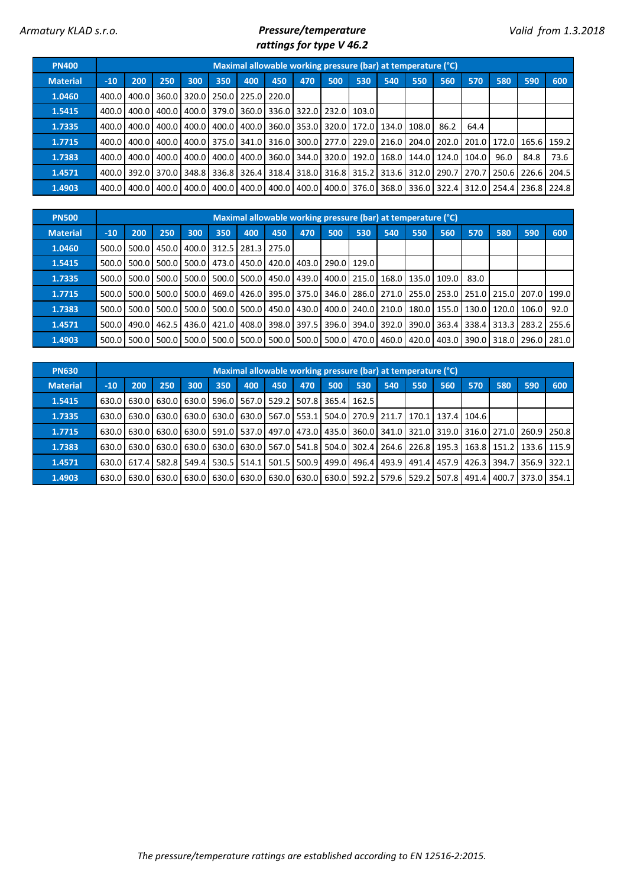Armatury KLAD s.r.o.

***Pressure/temperature rattings for type V 46.2***

*Valid from 1.3.2018*

| PN400 | Maximal allowable working pressure (bar) at temperature (°C) | | | | | | | | | | | | | | | |
|---|---|---|---|---|---|---|---|---|---|---|---|---|---|---|---|---|
| **Material** | **-10** | **200** | **250** | **300** | **350** | **400** | **450** | **470** | **500** | **530** | **540** | **550** | **560** | **570** | **580** | **590** | **600** |
| **1.0460** | 400.0 | 400.0 | 360.0 | 320.0 | 250.0 | 225.0 | 220.0 | | | | | | | | | | |
| **1.5415** | 400.0 | 400.0 | 400.0 | 400.0 | 379.0 | 360.0 | 336.0 | 322.0 | 232.0 | 103.0 | | | | | | | |
| **1.7335** | 400.0 | 400.0 | 400.0 | 400.0 | 400.0 | 400.0 | 360.0 | 353.0 | 320.0 | 172.0 | 134.0 | 108.0 | 86.2 | 64.4 | | | |
| **1.7715** | 400.0 | 400.0 | 400.0 | 400.0 | 375.0 | 341.0 | 316.0 | 300.0 | 277.0 | 229.0 | 216.0 | 204.0 | 202.0 | 201.0 | 172.0 | 165.6 | 159.2 |
| **1.7383** | 400.0 | 400.0 | 400.0 | 400.0 | 400.0 | 400.0 | 360.0 | 344.0 | 320.0 | 192.0 | 168.0 | 144.0 | 124.0 | 104.0 | 96.0 | 84.8 | 73.6 |
| **1.4571** | 400.0 | 392.0 | 370.0 | 348.8 | 336.8 | 326.4 | 318.4 | 318.0 | 316.8 | 315.2 | 313.6 | 312.0 | 290.7 | 270.7 | 250.6 | 226.6 | 204.5 |
| **1.4903** | 400.0 | 400.0 | 400.0 | 400.0 | 400.0 | 400.0 | 400.0 | 400.0 | 400.0 | 376.0 | 368.0 | 336.0 | 322.4 | 312.0 | 254.4 | 236.8 | 224.8 |

| PN500 | Maximal allowable working pressure (bar) at temperature (°C) | | | | | | | | | | | | | | | |
|---|---|---|---|---|---|---|---|---|---|---|---|---|---|---|---|---|
| **Material** | **-10** | **200** | **250** | **300** | **350** | **400** | **450** | **470** | **500** | **530** | **540** | **550** | **560** | **570** | **580** | **590** | **600** |
| **1.0460** | 500.0 | 500.0 | 450.0 | 400.0 | 312.5 | 281.3 | 275.0 | | | | | | | | | | |
| **1.5415** | 500.0 | 500.0 | 500.0 | 500.0 | 473.0 | 450.0 | 420.0 | 403.0 | 290.0 | 129.0 | | | | | | | |
| **1.7335** | 500.0 | 500.0 | 500.0 | 500.0 | 500.0 | 500.0 | 450.0 | 439.0 | 400.0 | 215.0 | 168.0 | 135.0 | 109.0 | 83.0 | | | |
| **1.7715** | 500.0 | 500.0 | 500.0 | 500.0 | 469.0 | 426.0 | 395.0 | 375.0 | 346.0 | 286.0 | 271.0 | 255.0 | 253.0 | 251.0 | 215.0 | 207.0 | 199.0 |
| **1.7383** | 500.0 | 500.0 | 500.0 | 500.0 | 500.0 | 500.0 | 450.0 | 430.0 | 400.0 | 240.0 | 210.0 | 180.0 | 155.0 | 130.0 | 120.0 | 106.0 | 92.0 |
| **1.4571** | 500.0 | 490.0 | 462.5 | 436.0 | 421.0 | 408.0 | 398.0 | 397.5 | 396.0 | 394.0 | 392.0 | 390.0 | 363.4 | 338.4 | 313.3 | 283.2 | 255.6 |
| **1.4903** | 500.0 | 500.0 | 500.0 | 500.0 | 500.0 | 500.0 | 500.0 | 500.0 | 500.0 | 470.0 | 460.0 | 420.0 | 403.0 | 390.0 | 318.0 | 296.0 | 281.0 |

| PN630 | Maximal allowable working pressure (bar) at temperature (°C) | | | | | | | | | | | | | | | |
|---|---|---|---|---|---|---|---|---|---|---|---|---|---|---|---|---|
| **Material** | **-10** | **200** | **250** | **300** | **350** | **400** | **450** | **470** | **500** | **530** | **540** | **550** | **560** | **570** | **580** | **590** | **600** |
| **1.5415** | 630.0 | 630.0 | 630.0 | 630.0 | 596.0 | 567.0 | 529.2 | 507.8 | 365.4 | 162.5 | | | | | | | |
| **1.7335** | 630.0 | 630.0 | 630.0 | 630.0 | 630.0 | 630.0 | 567.0 | 553.1 | 504.0 | 270.9 | 211.7 | 170.1 | 137.4 | 104.6 | | | |
| **1.7715** | 630.0 | 630.0 | 630.0 | 630.0 | 591.0 | 537.0 | 497.0 | 473.0 | 435.0 | 360.0 | 341.0 | 321.0 | 319.0 | 316.0 | 271.0 | 260.9 | 250.8 |
| **1.7383** | 630.0 | 630.0 | 630.0 | 630.0 | 630.0 | 630.0 | 567.0 | 541.8 | 504.0 | 302.4 | 264.6 | 226.8 | 195.3 | 163.8 | 151.2 | 133.6 | 115.9 |
| **1.4571** | 630.0 | 617.4 | 582.8 | 549.4 | 530.5 | 514.1 | 501.5 | 500.9 | 499.0 | 496.4 | 493.9 | 491.4 | 457.9 | 426.3 | 394.7 | 356.9 | 322.1 |
| **1.4903** | 630.0 | 630.0 | 630.0 | 630.0 | 630.0 | 630.0 | 630.0 | 630.0 | 630.0 | 592.2 | 579.6 | 529.2 | 507.8 | 491.4 | 400.7 | 373.0 | 354.1 |

*The pressure/temperature rattings are established according to EN 12516-2:2015.*